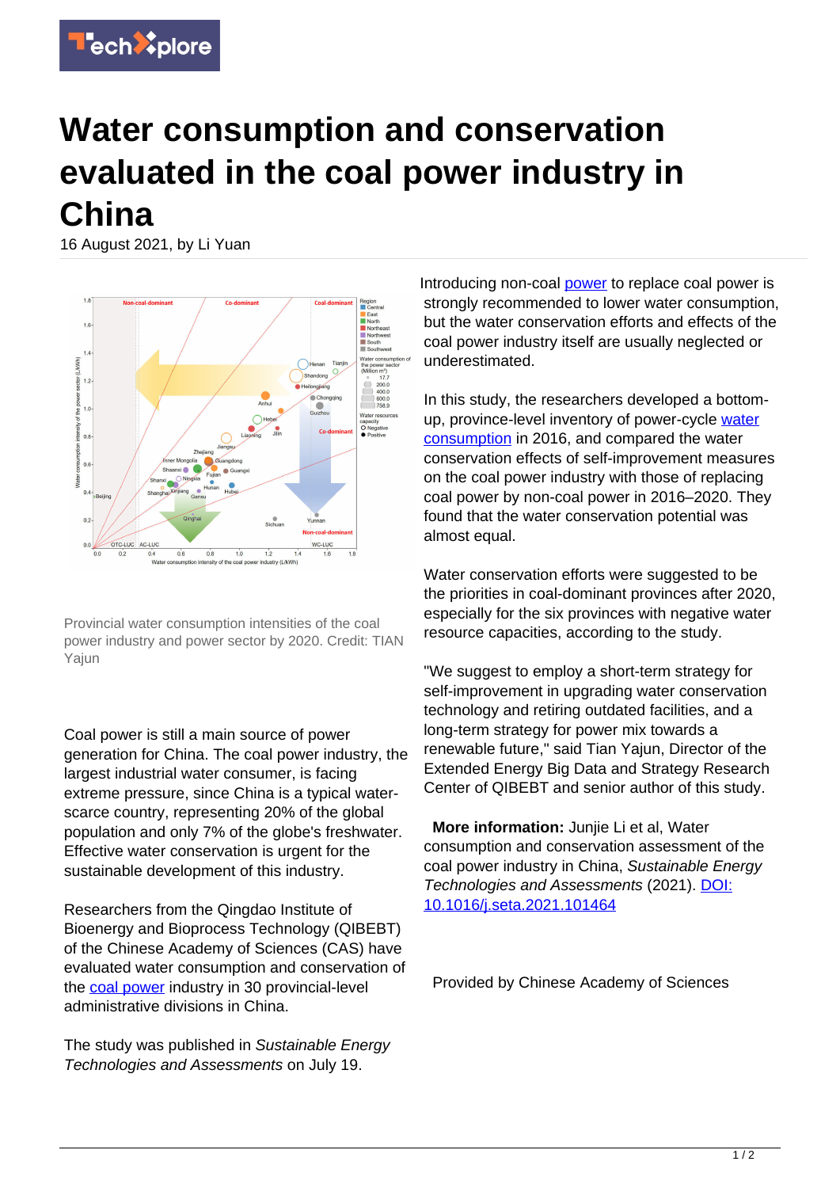# Water consumption and conservation evaluated in the coal power industry in China

16 August 2021, by Li Yuan

Provincial water consumption intensities of the coal power industry and power sector by 2020. Credit: TIAN Yajun

Coal power is still a main source of power generation for China. The coal power industry, the largest industrial water consumer, is facing extreme pressure, since China is a typical water-scarce country, representing 20% of the global population and only 7% of the globe's freshwater. Effective water conservation is urgent for the sustainable development of this industry.

Researchers from the Qingdao Institute of Bioenergy and Bioprocess Technology (QIBEBT) of the Chinese Academy of Sciences (CAS) have evaluated water consumption and conservation of the coal power industry in 30 provincial-level administrative divisions in China.

The study was published in *Sustainable Energy Technologies and Assessments* on July 19.

Introducing non-coal power to replace coal power is strongly recommended to lower water consumption, but the water conservation efforts and effects of the coal power industry itself are usually neglected or underestimated.

In this study, the researchers developed a bottom-up, province-level inventory of power-cycle water consumption in 2016, and compared the water conservation effects of self-improvement measures on the coal power industry with those of replacing coal power by non-coal power in 2016–2020. They found that the water conservation potential was almost equal.

Water conservation efforts were suggested to be the priorities in coal-dominant provinces after 2020, especially for the six provinces with negative water resource capacities, according to the study.

"We suggest to employ a short-term strategy for self-improvement in upgrading water conservation technology and retiring outdated facilities, and a long-term strategy for power mix towards a renewable future," said Tian Yajun, Director of the Extended Energy Big Data and Strategy Research Center of QIBEBT and senior author of this study.

**More information:** Junjie Li et al, Water consumption and conservation assessment of the coal power industry in China, *Sustainable Energy Technologies and Assessments* (2021). DOI: 10.1016/j.seta.2021.101464

Provided by Chinese Academy of Sciences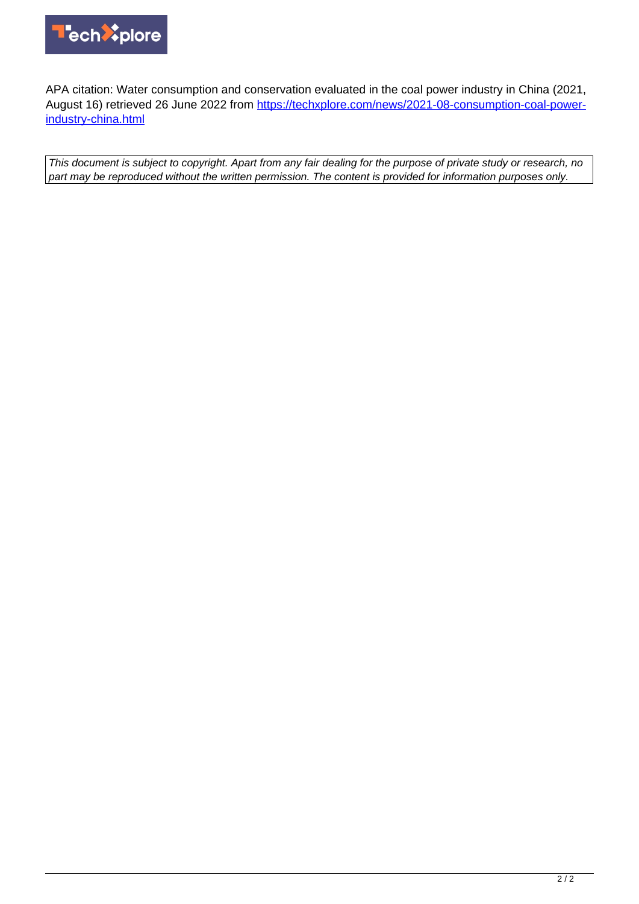APA citation: Water consumption and conservation evaluated in the coal power industry in China (2021, August 16) retrieved 26 June 2022 from https://techxplore.com/news/2021-08-consumption-coal-power-industry-china.html

*This document is subject to copyright. Apart from any fair dealing for the purpose of private study or research, no part may be reproduced without the written permission. The content is provided for information purposes only.*